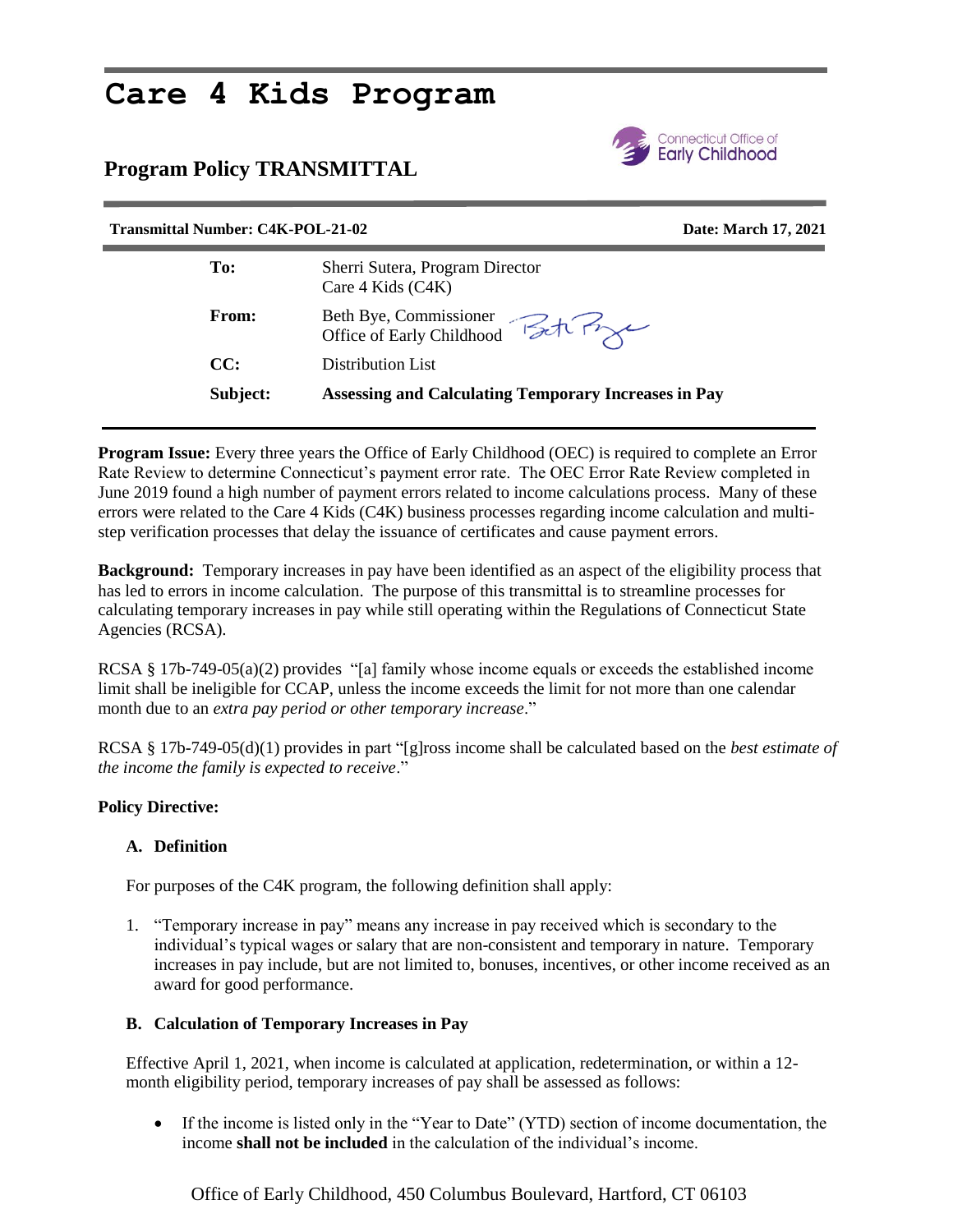# Care 4 Kids Program

## Program Policy TRANSMITTAL

Connecticut Office of Early Childhood

**Transmittal Number: C4K-POL-21-02** **Date: March 17, 2021**

| | |
|---|---|
| **To:** | Sherri Sutera, Program Director<br>Care 4 Kids (C4K) |
| **From:** | Beth Bye, Commissioner<br>Office of Early Childhood |
| **CC:** | Distribution List |
| **Subject:** | **Assessing and Calculating Temporary Increases in Pay** |

**Program Issue:** Every three years the Office of Early Childhood (OEC) is required to complete an Error Rate Review to determine Connecticut's payment error rate. The OEC Error Rate Review completed in June 2019 found a high number of payment errors related to income calculations process. Many of these errors were related to the Care 4 Kids (C4K) business processes regarding income calculation and multi-step verification processes that delay the issuance of certificates and cause payment errors.

**Background:** Temporary increases in pay have been identified as an aspect of the eligibility process that has led to errors in income calculation. The purpose of this transmittal is to streamline processes for calculating temporary increases in pay while still operating within the Regulations of Connecticut State Agencies (RCSA).

RCSA § 17b-749-05(a)(2) provides "[a] family whose income equals or exceeds the established income limit shall be ineligible for CCAP, unless the income exceeds the limit for not more than one calendar month due to an *extra pay period or other temporary increase*."

RCSA § 17b-749-05(d)(1) provides in part "[g]ross income shall be calculated based on the *best estimate of the income the family is expected to receive*."

**Policy Directive:**

**A. Definition**

For purposes of the C4K program, the following definition shall apply:

1. "Temporary increase in pay" means any increase in pay received which is secondary to the individual's typical wages or salary that are non-consistent and temporary in nature. Temporary increases in pay include, but are not limited to, bonuses, incentives, or other income received as an award for good performance.

**B. Calculation of Temporary Increases in Pay**

Effective April 1, 2021, when income is calculated at application, redetermination, or within a 12-month eligibility period, temporary increases of pay shall be assessed as follows:

- If the income is listed only in the "Year to Date" (YTD) section of income documentation, the income **shall not be included** in the calculation of the individual's income.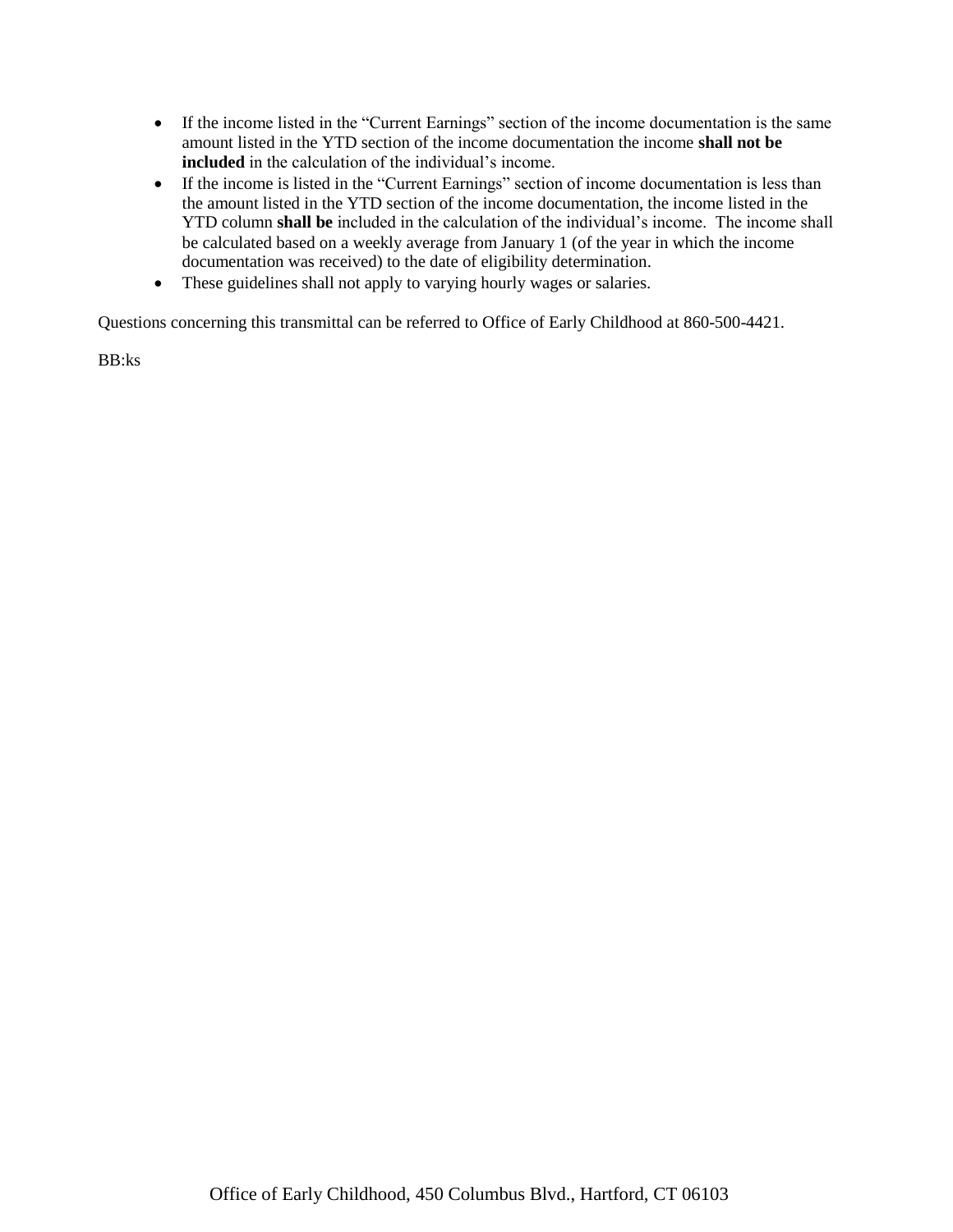- If the income listed in the "Current Earnings" section of the income documentation is the same amount listed in the YTD section of the income documentation the income **shall not be included** in the calculation of the individual's income.
- If the income is listed in the "Current Earnings" section of income documentation is less than the amount listed in the YTD section of the income documentation, the income listed in the YTD column **shall be** included in the calculation of the individual's income. The income shall be calculated based on a weekly average from January 1 (of the year in which the income documentation was received) to the date of eligibility determination.
- These guidelines shall not apply to varying hourly wages or salaries.

Questions concerning this transmittal can be referred to Office of Early Childhood at 860-500-4421.

BB:ks

Office of Early Childhood, 450 Columbus Blvd., Hartford, CT 06103